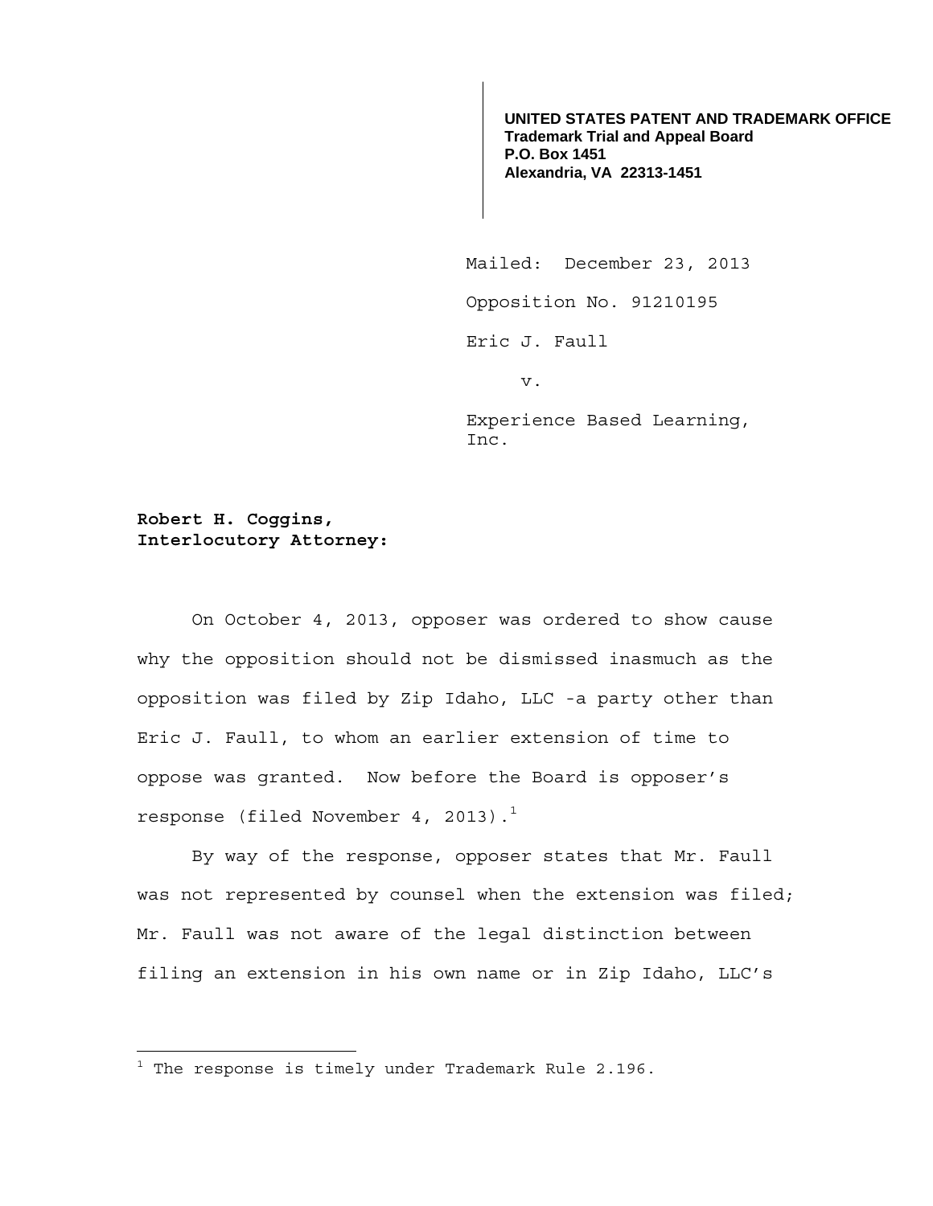**UNITED STATES PATENT AND TRADEMARK OFFICE**
**Trademark Trial and Appeal Board**
**P.O. Box 1451**
**Alexandria, VA 22313-1451**

Mailed: December 23, 2013

Opposition No. 91210195

Eric J. Faull

v.

Experience Based Learning, Inc.

**Robert H. Coggins,**
**Interlocutory Attorney:**

On October 4, 2013, opposer was ordered to show cause why the opposition should not be dismissed inasmuch as the opposition was filed by Zip Idaho, LLC -a party other than Eric J. Faull, to whom an earlier extension of time to oppose was granted. Now before the Board is opposer's response (filed November 4, 2013).[1]

By way of the response, opposer states that Mr. Faull was not represented by counsel when the extension was filed; Mr. Faull was not aware of the legal distinction between filing an extension in his own name or in Zip Idaho, LLC's

---

[1] The response is timely under Trademark Rule 2.196.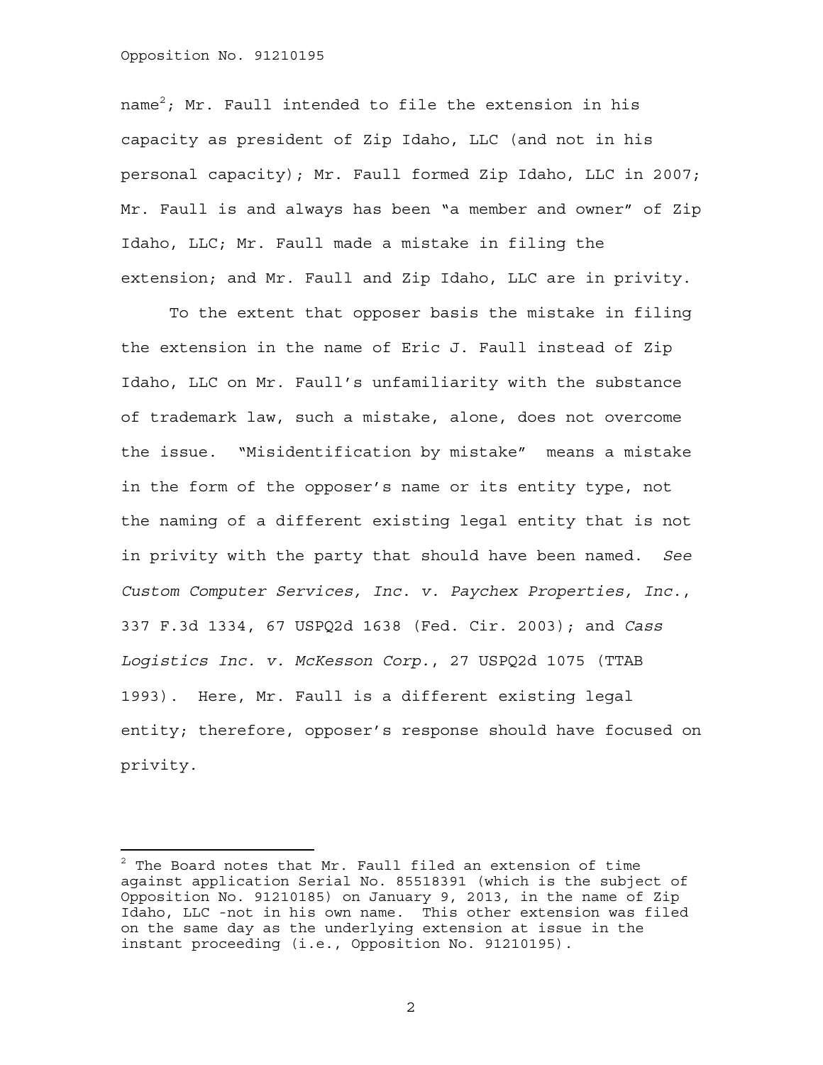name[2]; Mr. Faull intended to file the extension in his capacity as president of Zip Idaho, LLC (and not in his personal capacity); Mr. Faull formed Zip Idaho, LLC in 2007; Mr. Faull is and always has been "a member and owner" of Zip Idaho, LLC; Mr. Faull made a mistake in filing the extension; and Mr. Faull and Zip Idaho, LLC are in privity.

To the extent that opposer basis the mistake in filing the extension in the name of Eric J. Faull instead of Zip Idaho, LLC on Mr. Faull's unfamiliarity with the substance of trademark law, such a mistake, alone, does not overcome the issue. "Misidentification by mistake" means a mistake in the form of the opposer's name or its entity type, not the naming of a different existing legal entity that is not in privity with the party that should have been named. *See Custom Computer Services, Inc. v. Paychex Properties, Inc.*, 337 F.3d 1334, 67 USPQ2d 1638 (Fed. Cir. 2003); and *Cass Logistics Inc. v. McKesson Corp.*, 27 USPQ2d 1075 (TTAB 1993). Here, Mr. Faull is a different existing legal entity; therefore, opposer's response should have focused on privity.

---

[2] The Board notes that Mr. Faull filed an extension of time against application Serial No. 85518391 (which is the subject of Opposition No. 91210185) on January 9, 2013, in the name of Zip Idaho, LLC -not in his own name. This other extension was filed on the same day as the underlying extension at issue in the instant proceeding (i.e., Opposition No. 91210195).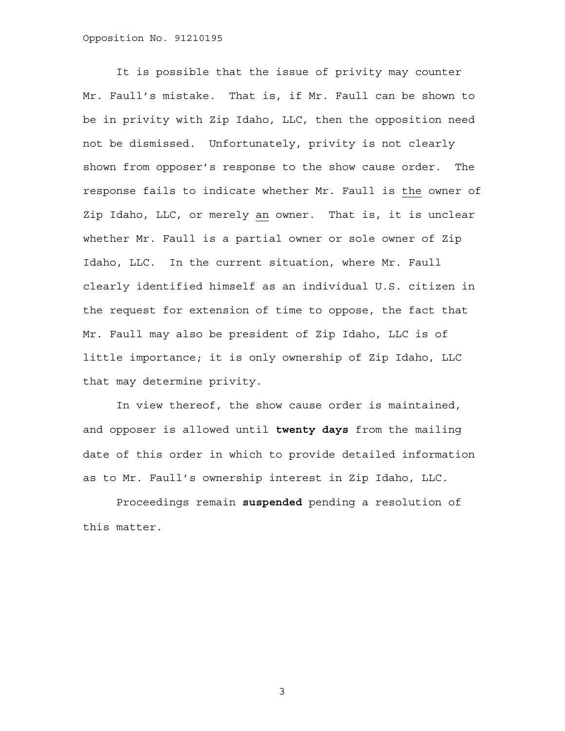It is possible that the issue of privity may counter Mr. Faull's mistake. That is, if Mr. Faull can be shown to be in privity with Zip Idaho, LLC, then the opposition need not be dismissed. Unfortunately, privity is not clearly shown from opposer's response to the show cause order. The response fails to indicate whether Mr. Faull is <u>the</u> owner of Zip Idaho, LLC, or merely <u>an</u> owner. That is, it is unclear whether Mr. Faull is a partial owner or sole owner of Zip Idaho, LLC. In the current situation, where Mr. Faull clearly identified himself as an individual U.S. citizen in the request for extension of time to oppose, the fact that Mr. Faull may also be president of Zip Idaho, LLC is of little importance; it is only ownership of Zip Idaho, LLC that may determine privity.

In view thereof, the show cause order is maintained, and opposer is allowed until **twenty days** from the mailing date of this order in which to provide detailed information as to Mr. Faull's ownership interest in Zip Idaho, LLC.

Proceedings remain **suspended** pending a resolution of this matter.